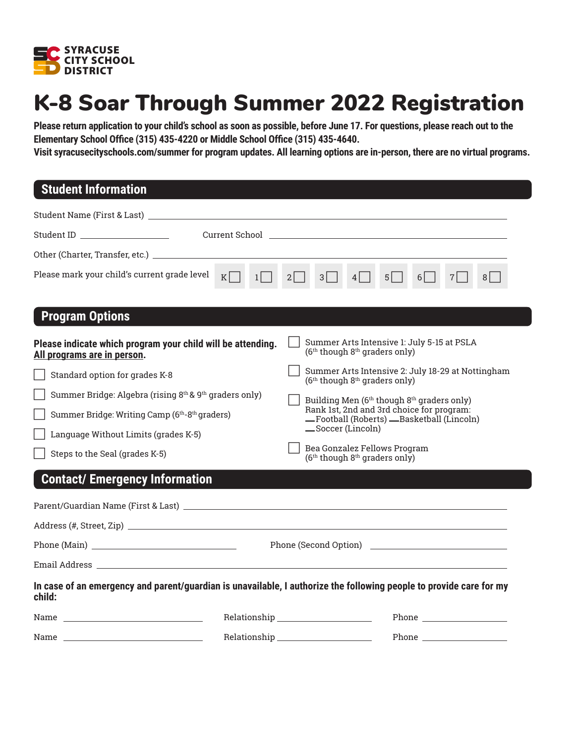SYRACUSE CITY SCHOOL DISTRICT

# K-8 Soar Through Summer 2022 Registration

**Please return application to your child's school as soon as possible, before June 17. For questions, please reach out to the Elementary School Office (315) 435-4220 or Middle School Office (315) 435-4640.**
**Visit syracusecityschools.com/summer for program updates. All learning options are in-person, there are no virtual programs.**

## Student Information

Student Name (First & Last) ______________________________

Student ID ____________ Current School ______________________________

Other (Charter, Transfer, etc.) ______________________________

Please mark your child's current grade level K☐ 1☐ 2☐ 3☐ 4☐ 5☐ 6☐ 7☐ 8☐

## Program Options

**Please indicate which program your child will be attending. <u>All programs are in person</u>.**

- ☐ Standard option for grades K-8
- ☐ Summer Bridge: Algebra (rising 8th & 9th graders only)
- ☐ Summer Bridge: Writing Camp (6th-8th graders)
- ☐ Language Without Limits (grades K-5)
- ☐ Steps to the Seal (grades K-5)
- ☐ Summer Arts Intensive 1: July 5-15 at PSLA (6th though 8th graders only)
- ☐ Summer Arts Intensive 2: July 18-29 at Nottingham (6th though 8th graders only)
- ☐ Building Men (6th though 8th graders only)
  Rank 1st, 2nd and 3rd choice for program:
  __Football (Roberts) __Basketball (Lincoln)
  __Soccer (Lincoln)
- ☐ Bea Gonzalez Fellows Program (6th though 8th graders only)

## Contact/ Emergency Information

Parent/Guardian Name (First & Last) ______________________________

Address (#, Street, Zip) ______________________________

Phone (Main) ____________ Phone (Second Option) ____________

Email Address ______________________________

**In case of an emergency and parent/guardian is unavailable, I authorize the following people to provide care for my child:**

Name ____________ Relationship ____________ Phone ____________

Name ____________ Relationship ____________ Phone ____________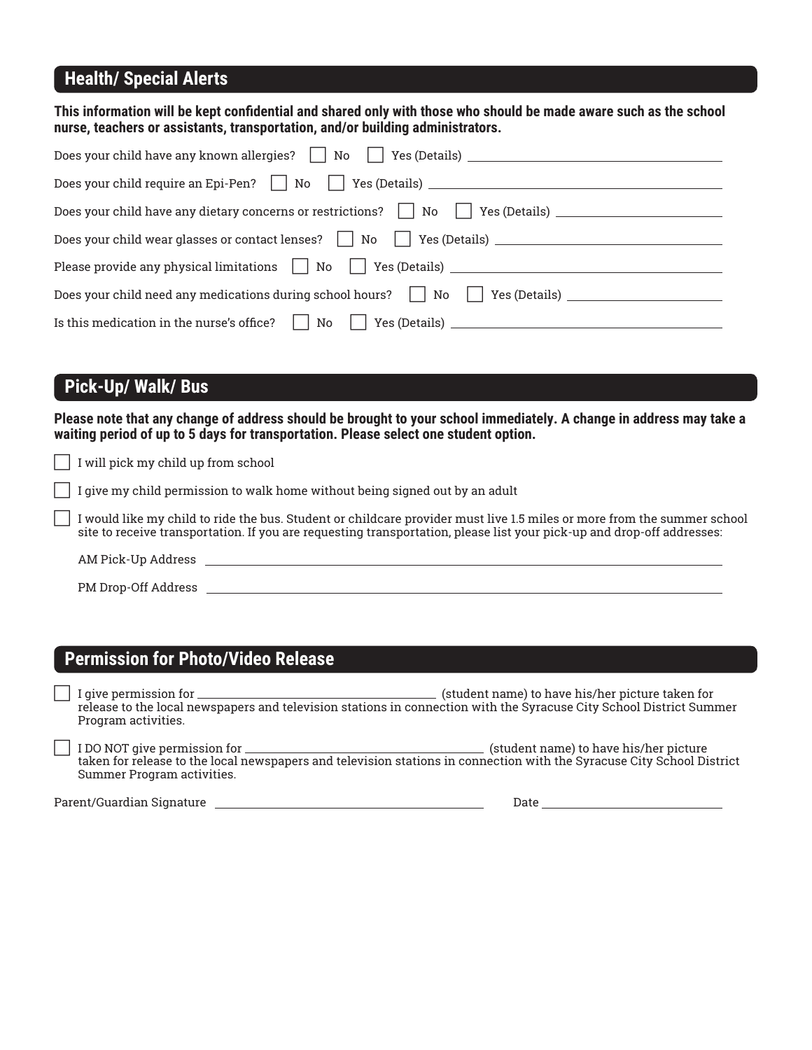## Health/ Special Alerts

**This information will be kept confidential and shared only with those who should be made aware such as the school nurse, teachers or assistants, transportation, and/or building administrators.**

Does your child have any known allergies? ☐ No ☐ Yes (Details) ____________________

Does your child require an Epi-Pen? ☐ No ☐ Yes (Details) ____________________

Does your child have any dietary concerns or restrictions? ☐ No ☐ Yes (Details) ____________________

Does your child wear glasses or contact lenses? ☐ No ☐ Yes (Details) ____________________

Please provide any physical limitations ☐ No ☐ Yes (Details) ____________________

Does your child need any medications during school hours? ☐ No ☐ Yes (Details) ____________________

Is this medication in the nurse's office? ☐ No ☐ Yes (Details) ____________________

## Pick-Up/ Walk/ Bus

**Please note that any change of address should be brought to your school immediately. A change in address may take a waiting period of up to 5 days for transportation. Please select one student option.**

☐ I will pick my child up from school

☐ I give my child permission to walk home without being signed out by an adult

☐ I would like my child to ride the bus. Student or childcare provider must live 1.5 miles or more from the summer school site to receive transportation. If you are requesting transportation, please list your pick-up and drop-off addresses:

AM Pick-Up Address ____________________

PM Drop-Off Address ____________________

## Permission for Photo/Video Release

☐ I give permission for ____________________ (student name) to have his/her picture taken for release to the local newspapers and television stations in connection with the Syracuse City School District Summer Program activities.

☐ I DO NOT give permission for ____________________ (student name) to have his/her picture taken for release to the local newspapers and television stations in connection with the Syracuse City School District Summer Program activities.

Parent/Guardian Signature ____________________ Date ____________________